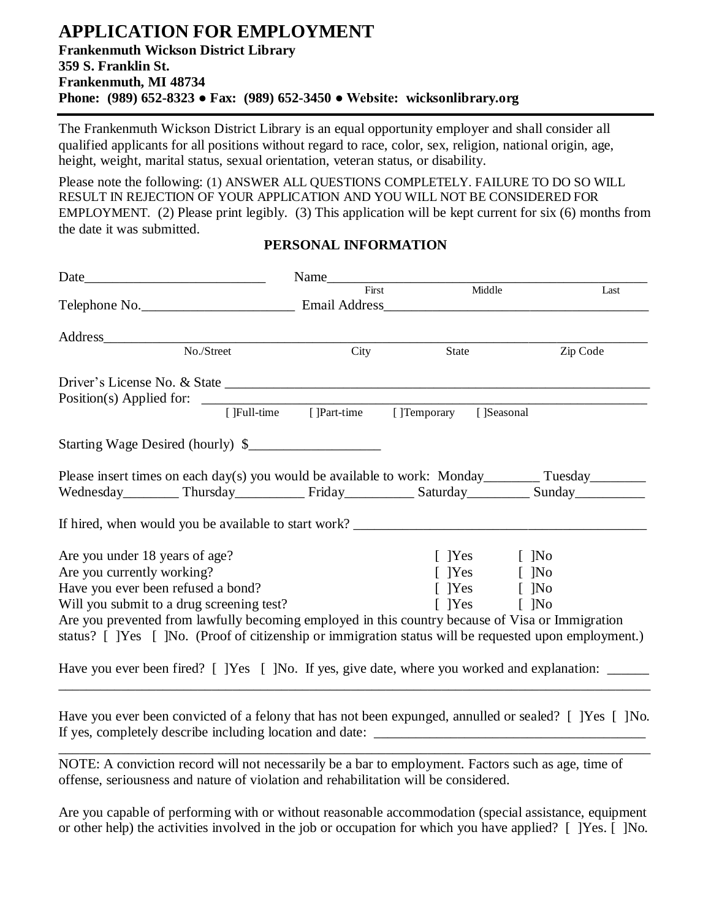# APPLICATION FOR EMPLOYMENT

**Frankenmuth Wickson District Library**
**359 S. Franklin St.**
**Frankenmuth, MI 48734**
**Phone: (989) 652-8323 ● Fax: (989) 652-3450 ● Website: wicksonlibrary.org**

---

The Frankenmuth Wickson District Library is an equal opportunity employer and shall consider all qualified applicants for all positions without regard to race, color, sex, religion, national origin, age, height, weight, marital status, sexual orientation, veteran status, or disability.

Please note the following: (1) ANSWER ALL QUESTIONS COMPLETELY. FAILURE TO DO SO WILL RESULT IN REJECTION OF YOUR APPLICATION AND YOU WILL NOT BE CONSIDERED FOR EMPLOYMENT. (2) Please print legibly. (3) This application will be kept current for six (6) months from the date it was submitted.

### PERSONAL INFORMATION

Date___________________________ Name_____________________________________________
First Middle Last

Telephone No.______________________ Email Address______________________________________

Address_______________________________________________________________________________
No./Street City State Zip Code

Driver's License No. & State ___________________________________________________________

Position(s) Applied for: ______________________________________________________________
[ ]Full-time [ ]Part-time [ ]Temporary [ ]Seasonal

Starting Wage Desired (hourly) $__________________

Please insert times on each day(s) you would be available to work: Monday________ Tuesday________ Wednesday________ Thursday__________ Friday__________ Saturday_________ Sunday__________

If hired, when would you be available to start work? __________________________________________

Are you under 18 years of age? [ ]Yes [ ]No
Are you currently working? [ ]Yes [ ]No
Have you ever been refused a bond? [ ]Yes [ ]No
Will you submit to a drug screening test? [ ]Yes [ ]No
Are you prevented from lawfully becoming employed in this country because of Visa or Immigration status? [ ]Yes [ ]No. (Proof of citizenship or immigration status will be requested upon employment.)

Have you ever been fired? [ ]Yes [ ]No. If yes, give date, where you worked and explanation: ______
_______________________________________________________________________________________

Have you ever been convicted of a felony that has not been expunged, annulled or sealed? [ ]Yes [ ]No. If yes, completely describe including location and date: ________________________________________
_______________________________________________________________________________________

NOTE: A conviction record will not necessarily be a bar to employment. Factors such as age, time of offense, seriousness and nature of violation and rehabilitation will be considered.

Are you capable of performing with or without reasonable accommodation (special assistance, equipment or other help) the activities involved in the job or occupation for which you have applied? [ ]Yes. [ ]No.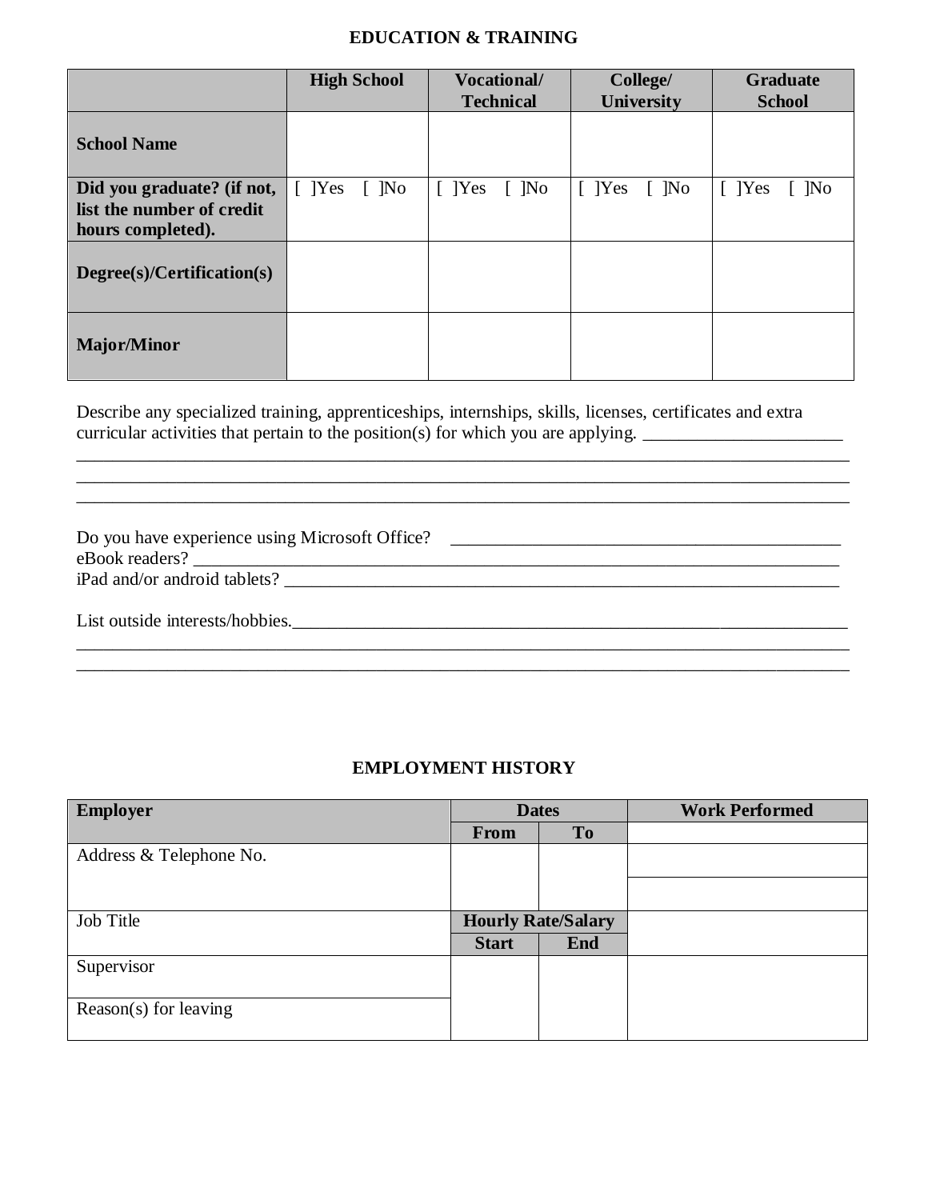## EDUCATION & TRAINING

| | High School | Vocational/ Technical | College/ University | Graduate School |
|---|---|---|---|---|
| **School Name** | | | | |
| **Did you graduate? (if not, list the number of credit hours completed).** | [ ]Yes [ ]No | [ ]Yes [ ]No | [ ]Yes [ ]No | [ ]Yes [ ]No |
| **Degree(s)/Certification(s)** | | | | |
| **Major/Minor** | | | | |

Describe any specialized training, apprenticeships, internships, skills, licenses, certificates and extra curricular activities that pertain to the position(s) for which you are applying. ______________________
_____________________________________________________________________________________
_____________________________________________________________________________________
_____________________________________________________________________________________

Do you have experience using Microsoft Office? ____________________________________________
eBook readers? _____________________________________________________________________
iPad and/or android tablets? __________________________________________________________

List outside interests/hobbies.______________________________________________________________
_____________________________________________________________________________________
_____________________________________________________________________________________

## EMPLOYMENT HISTORY

| Employer | Dates | | Work Performed |
|---|---|---|---|
| | From | To | |
| Address & Telephone No. | | | |
| Job Title | Hourly Rate/Salary | | |
| | Start | End | |
| Supervisor | | | |
| Reason(s) for leaving | | | |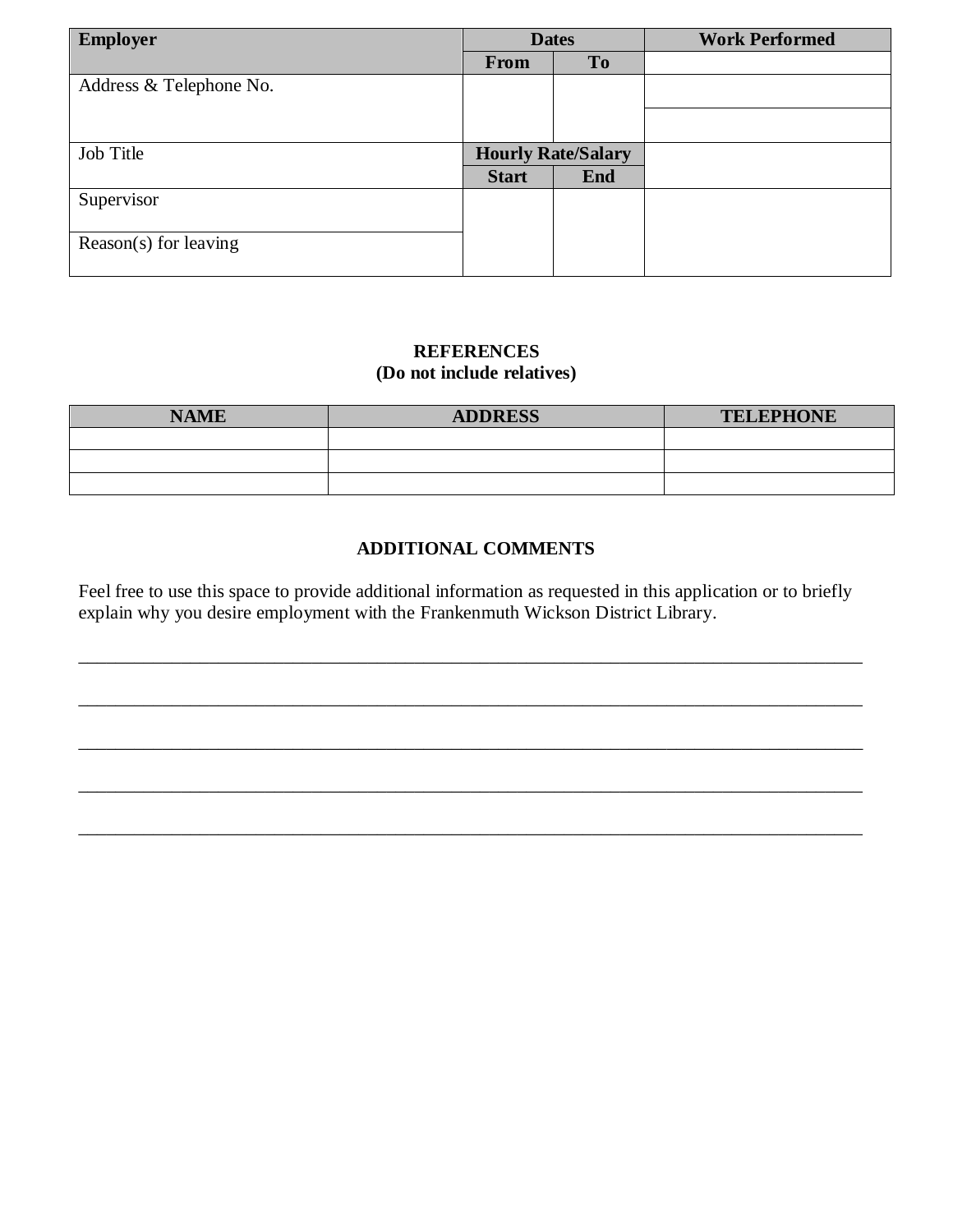| Employer | Dates | | Work Performed |
|---|---|---|---|
| | From | To | |
| Address & Telephone No. | | | |
| | | | |
| Job Title | Hourly Rate/Salary | | |
| | Start | End | |
| Supervisor | | | |
| Reason(s) for leaving | | | |

**REFERENCES**
**(Do not include relatives)**

| NAME | ADDRESS | TELEPHONE |
|---|---|---|
| | | |
| | | |
| | | |

**ADDITIONAL COMMENTS**

Feel free to use this space to provide additional information as requested in this application or to briefly explain why you desire employment with the Frankenmuth Wickson District Library.

___________________________________________________________________________

___________________________________________________________________________

___________________________________________________________________________

___________________________________________________________________________

___________________________________________________________________________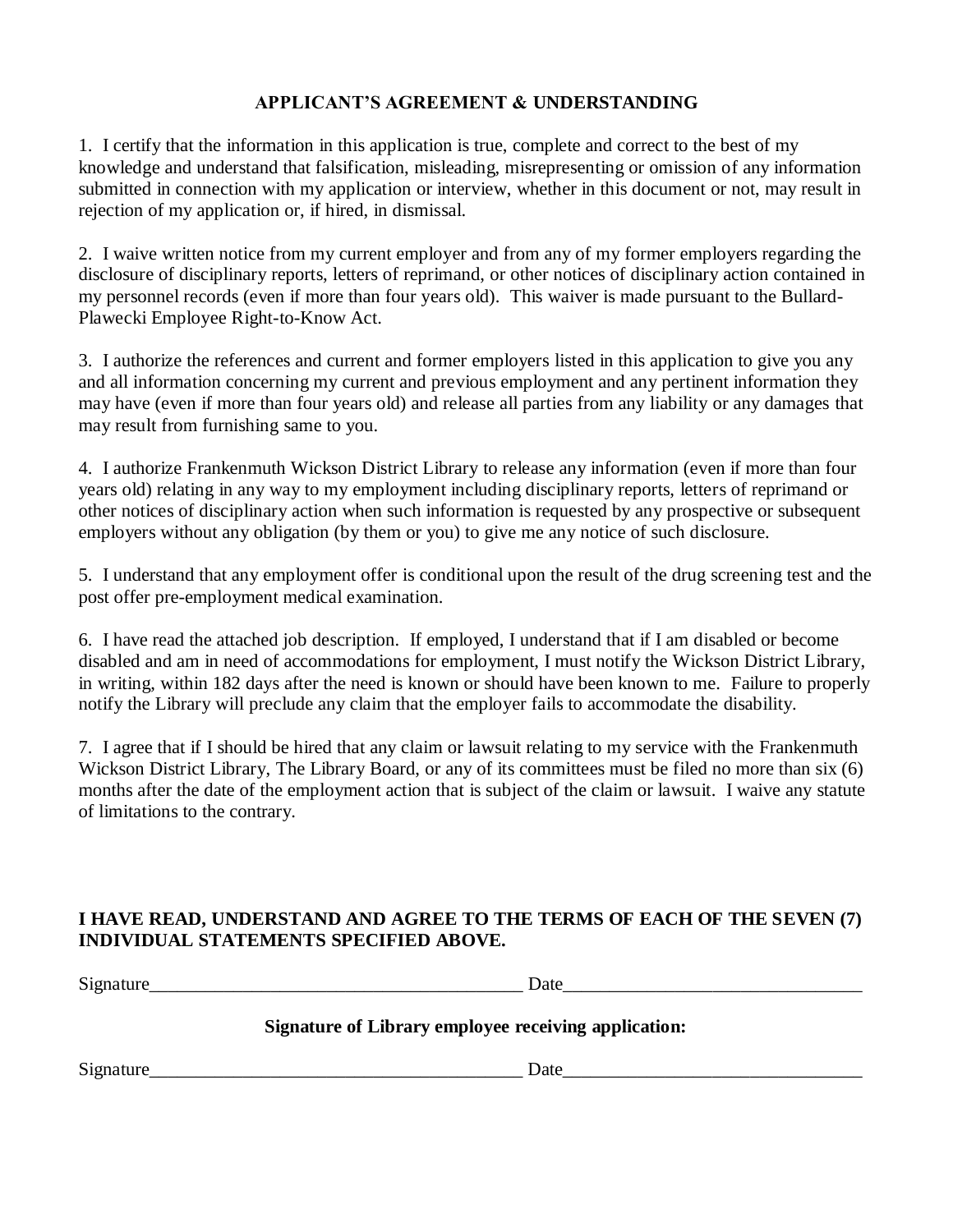## APPLICANT'S AGREEMENT & UNDERSTANDING

1. I certify that the information in this application is true, complete and correct to the best of my knowledge and understand that falsification, misleading, misrepresenting or omission of any information submitted in connection with my application or interview, whether in this document or not, may result in rejection of my application or, if hired, in dismissal.

2. I waive written notice from my current employer and from any of my former employers regarding the disclosure of disciplinary reports, letters of reprimand, or other notices of disciplinary action contained in my personnel records (even if more than four years old). This waiver is made pursuant to the Bullard-Plawecki Employee Right-to-Know Act.

3. I authorize the references and current and former employers listed in this application to give you any and all information concerning my current and previous employment and any pertinent information they may have (even if more than four years old) and release all parties from any liability or any damages that may result from furnishing same to you.

4. I authorize Frankenmuth Wickson District Library to release any information (even if more than four years old) relating in any way to my employment including disciplinary reports, letters of reprimand or other notices of disciplinary action when such information is requested by any prospective or subsequent employers without any obligation (by them or you) to give me any notice of such disclosure.

5. I understand that any employment offer is conditional upon the result of the drug screening test and the post offer pre-employment medical examination.

6. I have read the attached job description. If employed, I understand that if I am disabled or become disabled and am in need of accommodations for employment, I must notify the Wickson District Library, in writing, within 182 days after the need is known or should have been known to me. Failure to properly notify the Library will preclude any claim that the employer fails to accommodate the disability.

7. I agree that if I should be hired that any claim or lawsuit relating to my service with the Frankenmuth Wickson District Library, The Library Board, or any of its committees must be filed no more than six (6) months after the date of the employment action that is subject of the claim or lawsuit. I waive any statute of limitations to the contrary.

**I HAVE READ, UNDERSTAND AND AGREE TO THE TERMS OF EACH OF THE SEVEN (7) INDIVIDUAL STATEMENTS SPECIFIED ABOVE.**

Signature_________________________________________ Date_________________________________

**Signature of Library employee receiving application:**

Signature_________________________________________ Date_________________________________